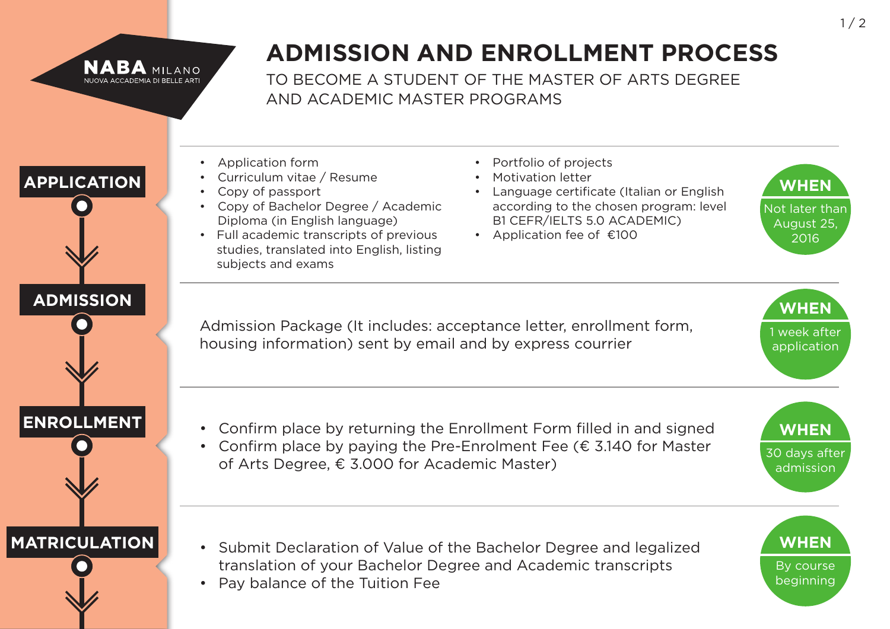NABA MILANO
NUOVA ACCADEMIA DI BELLE ARTI

# ADMISSION AND ENROLLMENT PROCESS

TO BECOME A STUDENT OF THE MASTER OF ARTS DEGREE AND ACADEMIC MASTER PROGRAMS

## APPLICATION

- Application form
- Curriculum vitae / Resume
- Copy of passport
- Copy of Bachelor Degree / Academic Diploma (in English language)
- Full academic transcripts of previous studies, translated into English, listing subjects and exams
- Portfolio of projects
- Motivation letter
- Language certificate (Italian or English according to the chosen program: level B1 CEFR/IELTS 5.0 ACADEMIC)
- Application fee of €100

**WHEN:** Not later than August 25, 2016

## ADMISSION

Admission Package (It includes: acceptance letter, enrollment form, housing information) sent by email and by express courrier

**WHEN:** 1 week after application

## ENROLLMENT

- Confirm place by returning the Enrollment Form filled in and signed
- Confirm place by paying the Pre-Enrolment Fee (€ 3.140 for Master of Arts Degree, € 3.000 for Academic Master)

**WHEN:** 30 days after admission

## MATRICULATION

- Submit Declaration of Value of the Bachelor Degree and legalized translation of your Bachelor Degree and Academic transcripts
- Pay balance of the Tuition Fee

**WHEN:** By course beginning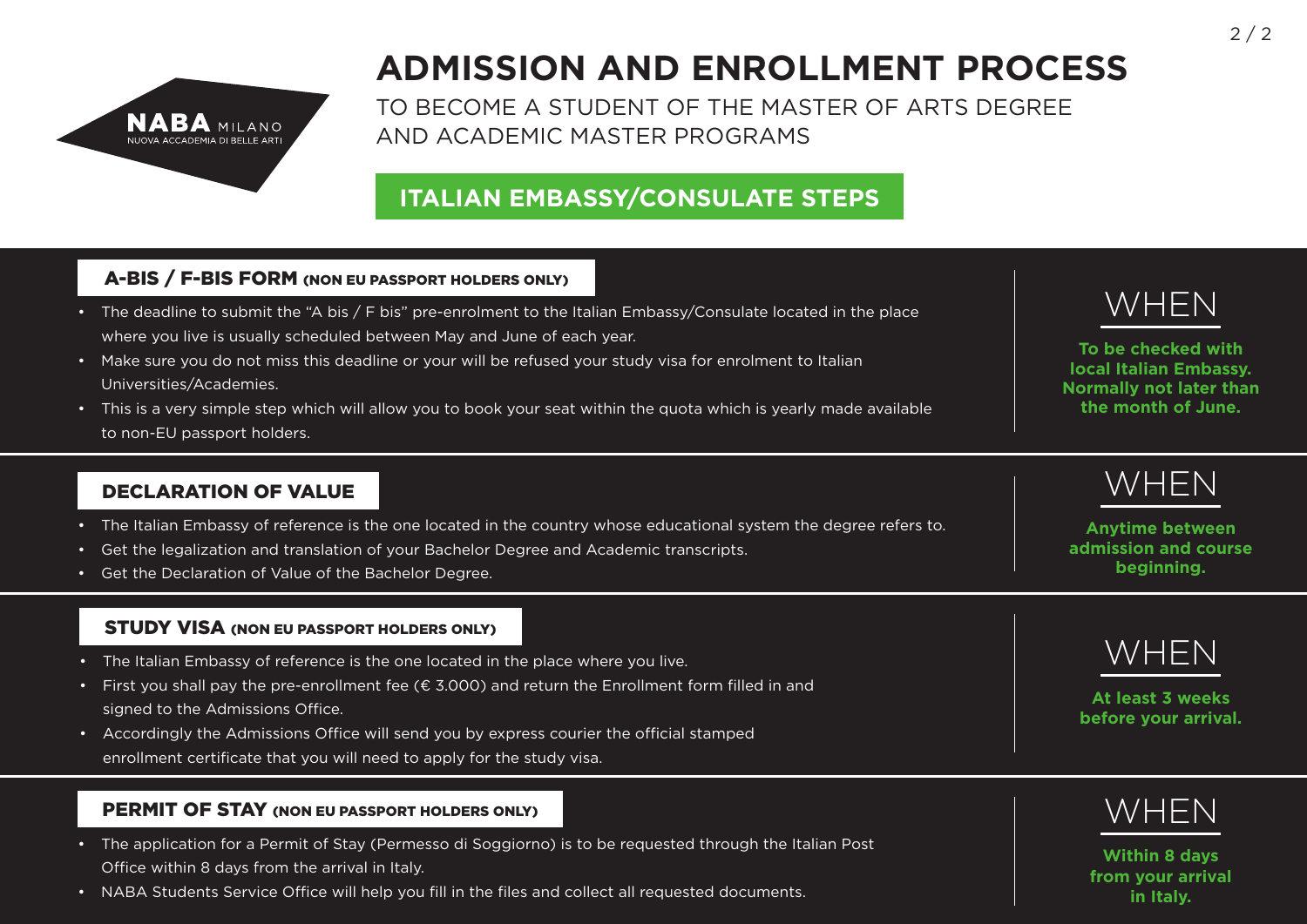NABA MILANO
NUOVA ACCADEMIA DI BELLE ARTI

# ADMISSION AND ENROLLMENT PROCESS

TO BECOME A STUDENT OF THE MASTER OF ARTS DEGREE AND ACADEMIC MASTER PROGRAMS

## ITALIAN EMBASSY/CONSULATE STEPS

### A-BIS / F-BIS FORM (NON EU PASSPORT HOLDERS ONLY)

- The deadline to submit the "A bis / F bis" pre-enrolment to the Italian Embassy/Consulate located in the place where you live is usually scheduled between May and June of each year.
- Make sure you do not miss this deadline or your will be refused your study visa for enrolment to Italian Universities/Academies.
- This is a very simple step which will allow you to book your seat within the quota which is yearly made available to non-EU passport holders.

**WHEN**

**To be checked with local Italian Embassy. Normally not later than the month of June.**

### DECLARATION OF VALUE

- The Italian Embassy of reference is the one located in the country whose educational system the degree refers to.
- Get the legalization and translation of your Bachelor Degree and Academic transcripts.
- Get the Declaration of Value of the Bachelor Degree.

**WHEN**

**Anytime between admission and course beginning.**

### STUDY VISA (NON EU PASSPORT HOLDERS ONLY)

- The Italian Embassy of reference is the one located in the place where you live.
- First you shall pay the pre-enrollment fee (€ 3.000) and return the Enrollment form filled in and signed to the Admissions Office.
- Accordingly the Admissions Office will send you by express courier the official stamped enrollment certificate that you will need to apply for the study visa.

**WHEN**

**At least 3 weeks before your arrival.**

### PERMIT OF STAY (NON EU PASSPORT HOLDERS ONLY)

- The application for a Permit of Stay (Permesso di Soggiorno) is to be requested through the Italian Post Office within 8 days from the arrival in Italy.
- NABA Students Service Office will help you fill in the files and collect all requested documents.

**WHEN**

**Within 8 days from your arrival in Italy.**